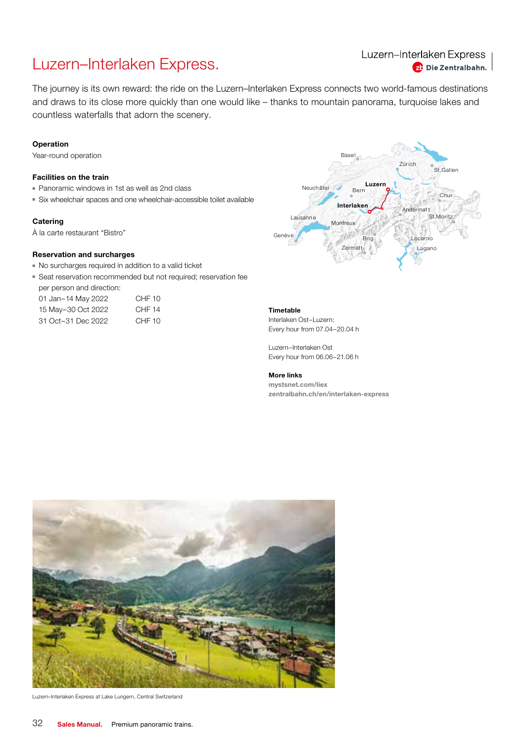# Luzern–Interlaken Express.

The journey is its own reward: the ride on the Luzern–Interlaken Express connects two world-famous destinations and draws to its close more quickly than one would like – thanks to mountain panorama, turquoise lakes and countless waterfalls that adorn the scenery.

**Operation**

Year-round operation

**Facilities on the train**

- Panoramic windows in 1st as well as 2nd class
- Six wheelchair spaces and one wheelchair-accessible toilet available

**Catering**

À la carte restaurant "Bistro"

**Reservation and surcharges**

- No surcharges required in addition to a valid ticket
- Seat reservation recommended but not required; reservation fee per person and direction:

| | |
|---|---|
| 01 Jan–14 May 2022 | CHF 10 |
| 15 May–30 Oct 2022 | CHF 14 |
| 31 Oct–31 Dec 2022 | CHF 10 |

**Timetable**

Interlaken Ost–Luzern:
Every hour from 07.04–20.04 h

Luzern–Interlaken Ost
Every hour from 06.06–21.06 h

**More links**

mystsnet.com/liex
zentralbahn.ch/en/interlaken-express

Luzern–Interlaken Express at Lake Lungern, Central Switzerland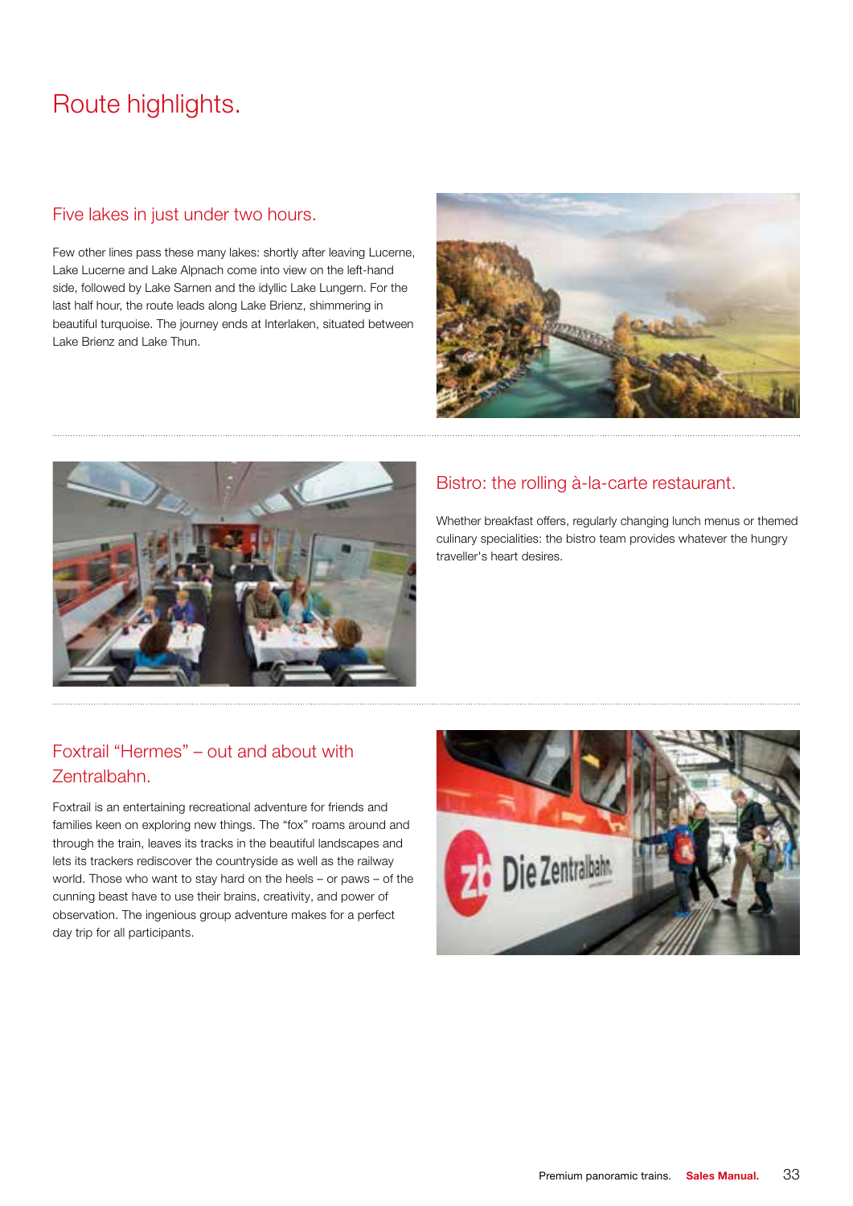# Route highlights.

## Five lakes in just under two hours.

Few other lines pass these many lakes: shortly after leaving Lucerne, Lake Lucerne and Lake Alpnach come into view on the left-hand side, followed by Lake Sarnen and the idyllic Lake Lungern. For the last half hour, the route leads along Lake Brienz, shimmering in beautiful turquoise. The journey ends at Interlaken, situated between Lake Brienz and Lake Thun.

## Bistro: the rolling à-la-carte restaurant.

Whether breakfast offers, regularly changing lunch menus or themed culinary specialities: the bistro team provides whatever the hungry traveller's heart desires.

## Foxtrail "Hermes" – out and about with Zentralbahn.

Foxtrail is an entertaining recreational adventure for friends and families keen on exploring new things. The "fox" roams around and through the train, leaves its tracks in the beautiful landscapes and lets its trackers rediscover the countryside as well as the railway world. Those who want to stay hard on the heels – or paws – of the cunning beast have to use their brains, creativity, and power of observation. The ingenious group adventure makes for a perfect day trip for all participants.